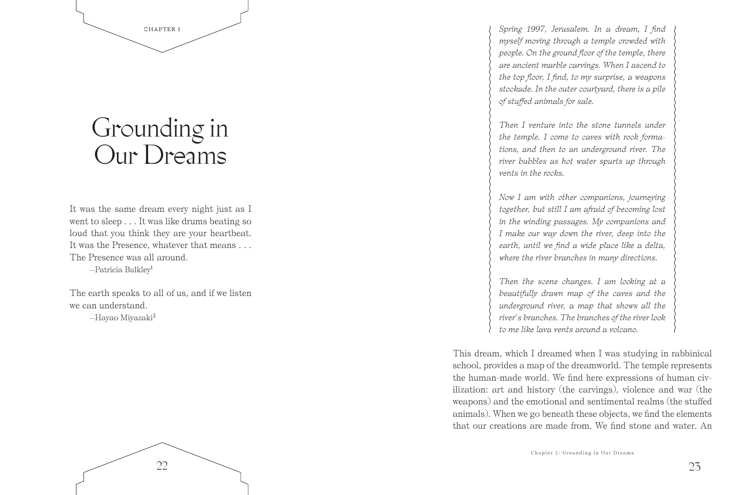CHAPTER 1

# Grounding in Our Dreams

It was the same dream every night just as I went to sleep . . . It was like drums beating so loud that you think they are your heartbeat. It was the Presence, whatever that means . . . The Presence was all around.

—Patricia Bulkley[1]

The earth speaks to all of us, and if we listen we can understand.

—Hayao Miyazaki[2]

*Spring 1997, Jerusalem. In a dream, I find myself moving through a temple crowded with people. On the ground floor of the temple, there are ancient marble carvings. When I ascend to the top floor, I find, to my surprise, a weapons stockade. In the outer courtyard, there is a pile of stuffed animals for sale.*

*Then I venture into the stone tunnels under the temple. I come to caves with rock formations, and then to an underground river. The river bubbles as hot water spurts up through vents in the rocks.*

*Now I am with other companions, journeying together, but still I am afraid of becoming lost in the winding passages. My companions and I make our way down the river, deep into the earth, until we find a wide place like a delta, where the river branches in many directions.*

*Then the scene changes. I am looking at a beautifully drawn map of the caves and the underground river, a map that shows all the river's branches. The branches of the river look to me like lava vents around a volcano.*

This dream, which I dreamed when I was studying in rabbinical school, provides a map of the dreamworld. The temple represents the human-made world. We find here expressions of human civilization: art and history (the carvings), violence and war (the weapons) and the emotional and sentimental realms (the stuffed animals). When we go beneath these objects, we find the elements that our creations are made from. We find stone and water. An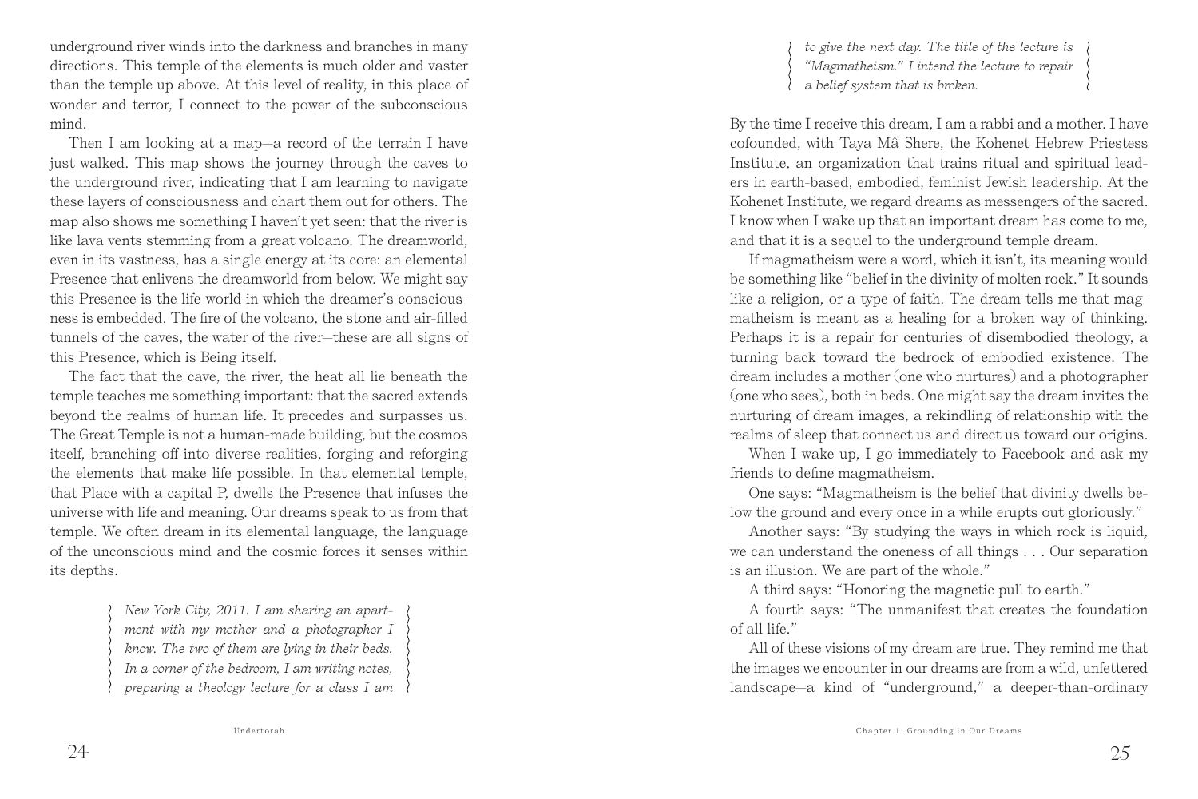underground river winds into the darkness and branches in many directions. This temple of the elements is much older and vaster than the temple up above. At this level of reality, in this place of wonder and terror, I connect to the power of the subconscious mind.

Then I am looking at a map—a record of the terrain I have just walked. This map shows the journey through the caves to the underground river, indicating that I am learning to navigate these layers of consciousness and chart them out for others. The map also shows me something I haven't yet seen: that the river is like lava vents stemming from a great volcano. The dreamworld, even in its vastness, has a single energy at its core: an elemental Presence that enlivens the dreamworld from below. We might say this Presence is the life-world in which the dreamer's consciousness is embedded. The fire of the volcano, the stone and air-filled tunnels of the caves, the water of the river—these are all signs of this Presence, which is Being itself.

The fact that the cave, the river, the heat all lie beneath the temple teaches me something important: that the sacred extends beyond the realms of human life. It precedes and surpasses us. The Great Temple is not a human-made building, but the cosmos itself, branching off into diverse realities, forging and reforging the elements that make life possible. In that elemental temple, that Place with a capital P, dwells the Presence that infuses the universe with life and meaning. Our dreams speak to us from that temple. We often dream in its elemental language, the language of the unconscious mind and the cosmic forces it senses within its depths.

> *New York City, 2011. I am sharing an apartment with my mother and a photographer I know. The two of them are lying in their beds. In a corner of the bedroom, I am writing notes, preparing a theology lecture for a class I am to give the next day. The title of the lecture is "Magmatheism." I intend the lecture to repair a belief system that is broken.*

By the time I receive this dream, I am a rabbi and a mother. I have cofounded, with Taya Mâ Shere, the Kohenet Hebrew Priestess Institute, an organization that trains ritual and spiritual leaders in earth-based, embodied, feminist Jewish leadership. At the Kohenet Institute, we regard dreams as messengers of the sacred. I know when I wake up that an important dream has come to me, and that it is a sequel to the underground temple dream.

If magmatheism were a word, which it isn't, its meaning would be something like "belief in the divinity of molten rock." It sounds like a religion, or a type of faith. The dream tells me that magmatheism is meant as a healing for a broken way of thinking. Perhaps it is a repair for centuries of disembodied theology, a turning back toward the bedrock of embodied existence. The dream includes a mother (one who nurtures) and a photographer (one who sees), both in beds. One might say the dream invites the nurturing of dream images, a rekindling of relationship with the realms of sleep that connect us and direct us toward our origins.

When I wake up, I go immediately to Facebook and ask my friends to define magmatheism.

One says: "Magmatheism is the belief that divinity dwells below the ground and every once in a while erupts out gloriously."

Another says: "By studying the ways in which rock is liquid, we can understand the oneness of all things . . . Our separation is an illusion. We are part of the whole."

A third says: "Honoring the magnetic pull to earth."

A fourth says: "The unmanifest that creates the foundation of all life."

All of these visions of my dream are true. They remind me that the images we encounter in our dreams are from a wild, unfettered landscape—a kind of "underground," a deeper-than-ordinary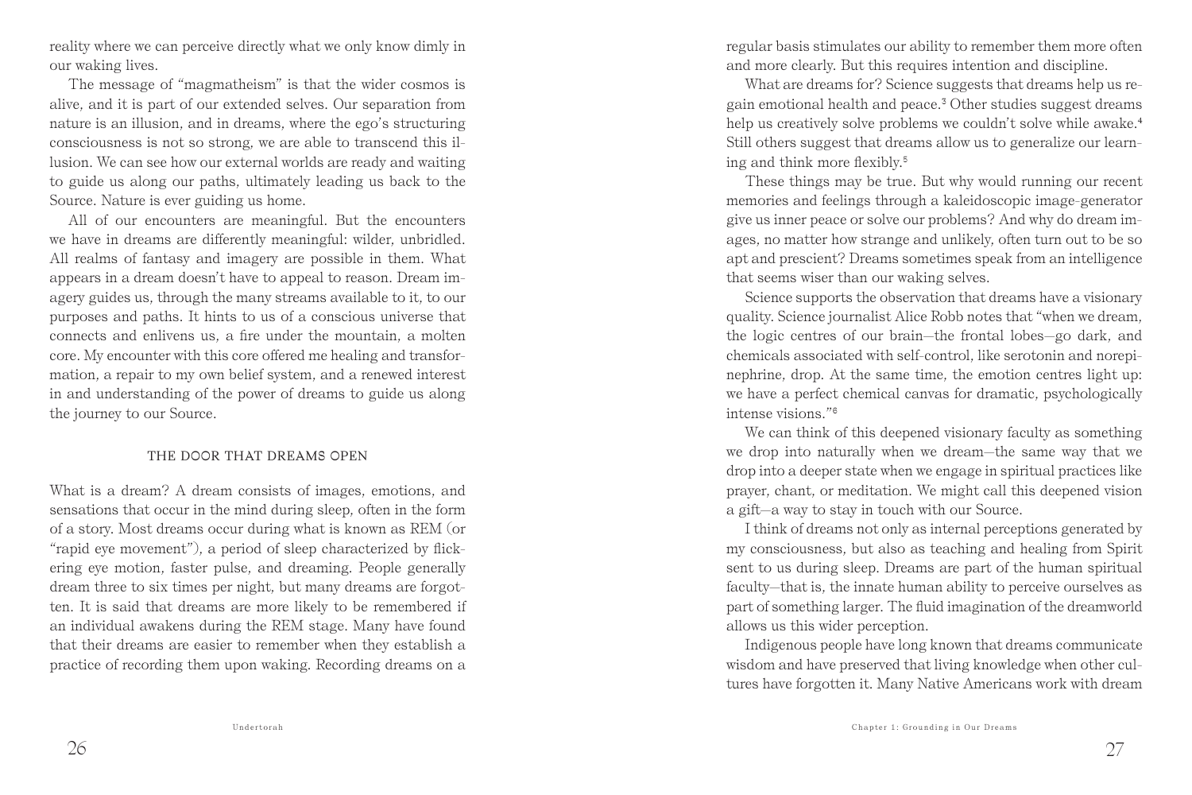reality where we can perceive directly what we only know dimly in our waking lives.

The message of "magmatheism" is that the wider cosmos is alive, and it is part of our extended selves. Our separation from nature is an illusion, and in dreams, where the ego's structuring consciousness is not so strong, we are able to transcend this illusion. We can see how our external worlds are ready and waiting to guide us along our paths, ultimately leading us back to the Source. Nature is ever guiding us home.

All of our encounters are meaningful. But the encounters we have in dreams are differently meaningful: wilder, unbridled. All realms of fantasy and imagery are possible in them. What appears in a dream doesn't have to appeal to reason. Dream imagery guides us, through the many streams available to it, to our purposes and paths. It hints to us of a conscious universe that connects and enlivens us, a fire under the mountain, a molten core. My encounter with this core offered me healing and transformation, a repair to my own belief system, and a renewed interest in and understanding of the power of dreams to guide us along the journey to our Source.

## THE DOOR THAT DREAMS OPEN

What is a dream? A dream consists of images, emotions, and sensations that occur in the mind during sleep, often in the form of a story. Most dreams occur during what is known as REM (or "rapid eye movement"), a period of sleep characterized by flickering eye motion, faster pulse, and dreaming. People generally dream three to six times per night, but many dreams are forgotten. It is said that dreams are more likely to be remembered if an individual awakens during the REM stage. Many have found that their dreams are easier to remember when they establish a practice of recording them upon waking. Recording dreams on a regular basis stimulates our ability to remember them more often and more clearly. But this requires intention and discipline.

What are dreams for? Science suggests that dreams help us regain emotional health and peace.[3] Other studies suggest dreams help us creatively solve problems we couldn't solve while awake.[4] Still others suggest that dreams allow us to generalize our learning and think more flexibly.[5]

These things may be true. But why would running our recent memories and feelings through a kaleidoscopic image-generator give us inner peace or solve our problems? And why do dream images, no matter how strange and unlikely, often turn out to be so apt and prescient? Dreams sometimes speak from an intelligence that seems wiser than our waking selves.

Science supports the observation that dreams have a visionary quality. Science journalist Alice Robb notes that "when we dream, the logic centres of our brain—the frontal lobes—go dark, and chemicals associated with self-control, like serotonin and norepinephrine, drop. At the same time, the emotion centres light up: we have a perfect chemical canvas for dramatic, psychologically intense visions."[6]

We can think of this deepened visionary faculty as something we drop into naturally when we dream—the same way that we drop into a deeper state when we engage in spiritual practices like prayer, chant, or meditation. We might call this deepened vision a gift—a way to stay in touch with our Source.

I think of dreams not only as internal perceptions generated by my consciousness, but also as teaching and healing from Spirit sent to us during sleep. Dreams are part of the human spiritual faculty—that is, the innate human ability to perceive ourselves as part of something larger. The fluid imagination of the dreamworld allows us this wider perception.

Indigenous people have long known that dreams communicate wisdom and have preserved that living knowledge when other cultures have forgotten it. Many Native Americans work with dream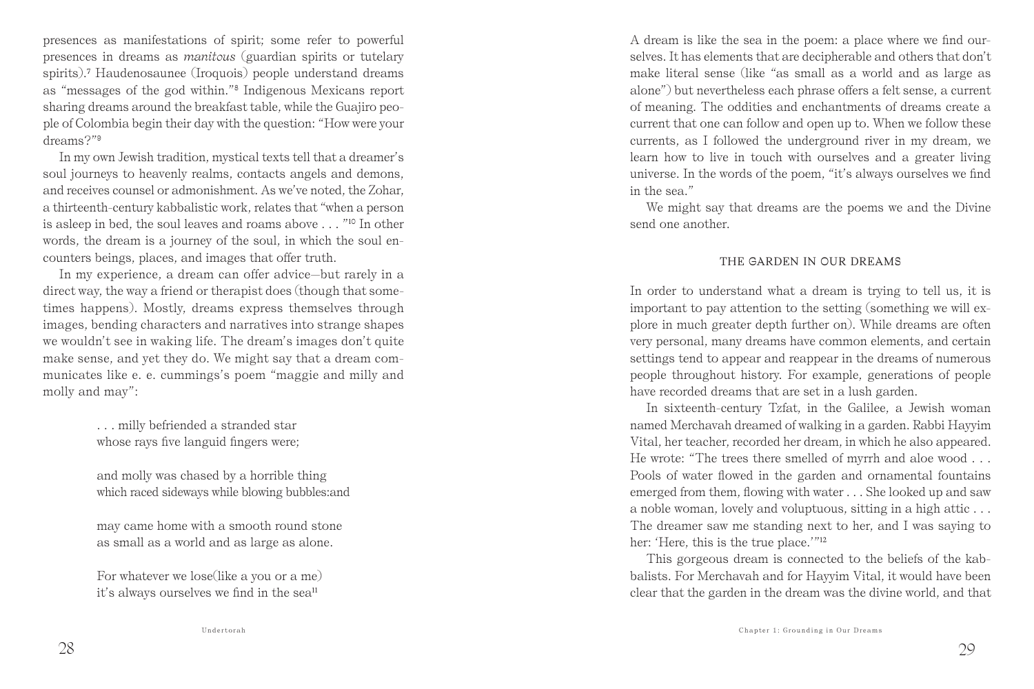presences as manifestations of spirit; some refer to powerful presences in dreams as *manitous* (guardian spirits or tutelary spirits).[7] Haudenosaunee (Iroquois) people understand dreams as "messages of the god within."[8] Indigenous Mexicans report sharing dreams around the breakfast table, while the Guajiro people of Colombia begin their day with the question: "How were your dreams?"[9]

In my own Jewish tradition, mystical texts tell that a dreamer's soul journeys to heavenly realms, contacts angels and demons, and receives counsel or admonishment. As we've noted, the Zohar, a thirteenth-century kabbalistic work, relates that "when a person is asleep in bed, the soul leaves and roams above . . . "[10] In other words, the dream is a journey of the soul, in which the soul encounters beings, places, and images that offer truth.

In my experience, a dream can offer advice—but rarely in a direct way, the way a friend or therapist does (though that sometimes happens). Mostly, dreams express themselves through images, bending characters and narratives into strange shapes we wouldn't see in waking life. The dream's images don't quite make sense, and yet they do. We might say that a dream communicates like e. e. cummings's poem "maggie and milly and molly and may":

> . . . milly befriended a stranded star
> whose rays five languid fingers were;
>
> and molly was chased by a horrible thing
> which raced sideways while blowing bubbles:and
>
> may came home with a smooth round stone
> as small as a world and as large as alone.
>
> For whatever we lose(like a you or a me)
> it's always ourselves we find in the sea[11]

A dream is like the sea in the poem: a place where we find ourselves. It has elements that are decipherable and others that don't make literal sense (like "as small as a world and as large as alone") but nevertheless each phrase offers a felt sense, a current of meaning. The oddities and enchantments of dreams create a current that one can follow and open up to. When we follow these currents, as I followed the underground river in my dream, we learn how to live in touch with ourselves and a greater living universe. In the words of the poem, "it's always ourselves we find in the sea."

We might say that dreams are the poems we and the Divine send one another.

## THE GARDEN IN OUR DREAMS

In order to understand what a dream is trying to tell us, it is important to pay attention to the setting (something we will explore in much greater depth further on). While dreams are often very personal, many dreams have common elements, and certain settings tend to appear and reappear in the dreams of numerous people throughout history. For example, generations of people have recorded dreams that are set in a lush garden.

In sixteenth-century Tzfat, in the Galilee, a Jewish woman named Merchavah dreamed of walking in a garden. Rabbi Hayyim Vital, her teacher, recorded her dream, in which he also appeared. He wrote: "The trees there smelled of myrrh and aloe wood . . . Pools of water flowed in the garden and ornamental fountains emerged from them, flowing with water . . . She looked up and saw a noble woman, lovely and voluptuous, sitting in a high attic . . . The dreamer saw me standing next to her, and I was saying to her: 'Here, this is the true place.'"[12]

This gorgeous dream is connected to the beliefs of the kabbalists. For Merchavah and for Hayyim Vital, it would have been clear that the garden in the dream was the divine world, and that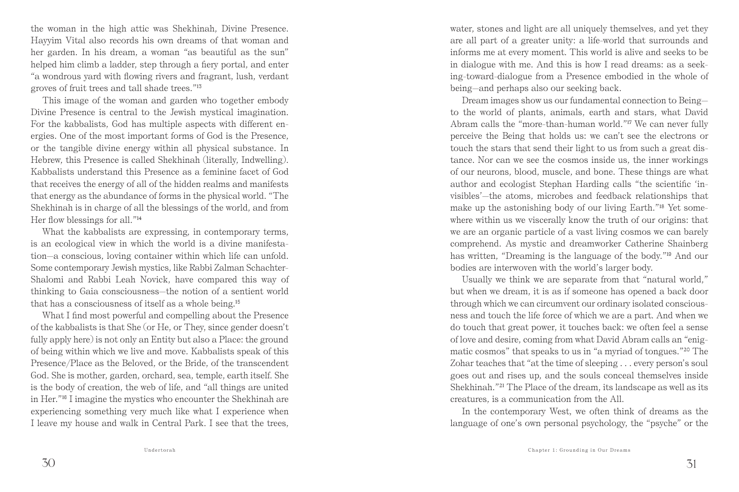the woman in the high attic was Shekhinah, Divine Presence. Hayyim Vital also records his own dreams of that woman and her garden. In his dream, a woman "as beautiful as the sun" helped him climb a ladder, step through a fiery portal, and enter "a wondrous yard with flowing rivers and fragrant, lush, verdant groves of fruit trees and tall shade trees."[13]

This image of the woman and garden who together embody Divine Presence is central to the Jewish mystical imagination. For the kabbalists, God has multiple aspects with different energies. One of the most important forms of God is the Presence, or the tangible divine energy within all physical substance. In Hebrew, this Presence is called Shekhinah (literally, Indwelling). Kabbalists understand this Presence as a feminine facet of God that receives the energy of all of the hidden realms and manifests that energy as the abundance of forms in the physical world. "The Shekhinah is in charge of all the blessings of the world, and from Her flow blessings for all."[14]

What the kabbalists are expressing, in contemporary terms, is an ecological view in which the world is a divine manifestation—a conscious, loving container within which life can unfold. Some contemporary Jewish mystics, like Rabbi Zalman Schachter-Shalomi and Rabbi Leah Novick, have compared this way of thinking to Gaia consciousness—the notion of a sentient world that has a consciousness of itself as a whole being.[15]

What I find most powerful and compelling about the Presence of the kabbalists is that She (or He, or They, since gender doesn't fully apply here) is not only an Entity but also a Place: the ground of being within which we live and move. Kabbalists speak of this Presence/Place as the Beloved, or the Bride, of the transcendent God. She is mother, garden, orchard, sea, temple, earth itself. She is the body of creation, the web of life, and "all things are united in Her."[16] I imagine the mystics who encounter the Shekhinah are experiencing something very much like what I experience when I leave my house and walk in Central Park. I see that the trees, water, stones and light are all uniquely themselves, and yet they are all part of a greater unity: a life-world that surrounds and informs me at every moment. This world is alive and seeks to be in dialogue with me. And this is how I read dreams: as a seeking-toward-dialogue from a Presence embodied in the whole of being—and perhaps also our seeking back.

Dream images show us our fundamental connection to Being—to the world of plants, animals, earth and stars, what David Abram calls the "more-than-human world."[17] We can never fully perceive the Being that holds us: we can't see the electrons or touch the stars that send their light to us from such a great distance. Nor can we see the cosmos inside us, the inner workings of our neurons, blood, muscle, and bone. These things are what author and ecologist Stephan Harding calls "the scientific 'invisibles'—the atoms, microbes and feedback relationships that make up the astonishing body of our living Earth."[18] Yet somewhere within us we viscerally know the truth of our origins: that we are an organic particle of a vast living cosmos we can barely comprehend. As mystic and dreamworker Catherine Shainberg has written, "Dreaming is the language of the body."[19] And our bodies are interwoven with the world's larger body.

Usually we think we are separate from that "natural world," but when we dream, it is as if someone has opened a back door through which we can circumvent our ordinary isolated consciousness and touch the life force of which we are a part. And when we do touch that great power, it touches back: we often feel a sense of love and desire, coming from what David Abram calls an "enigmatic cosmos" that speaks to us in "a myriad of tongues."[20] The Zohar teaches that "at the time of sleeping . . . every person's soul goes out and rises up, and the souls conceal themselves inside Shekhinah."[21] The Place of the dream, its landscape as well as its creatures, is a communication from the All.

In the contemporary West, we often think of dreams as the language of one's own personal psychology, the "psyche" or the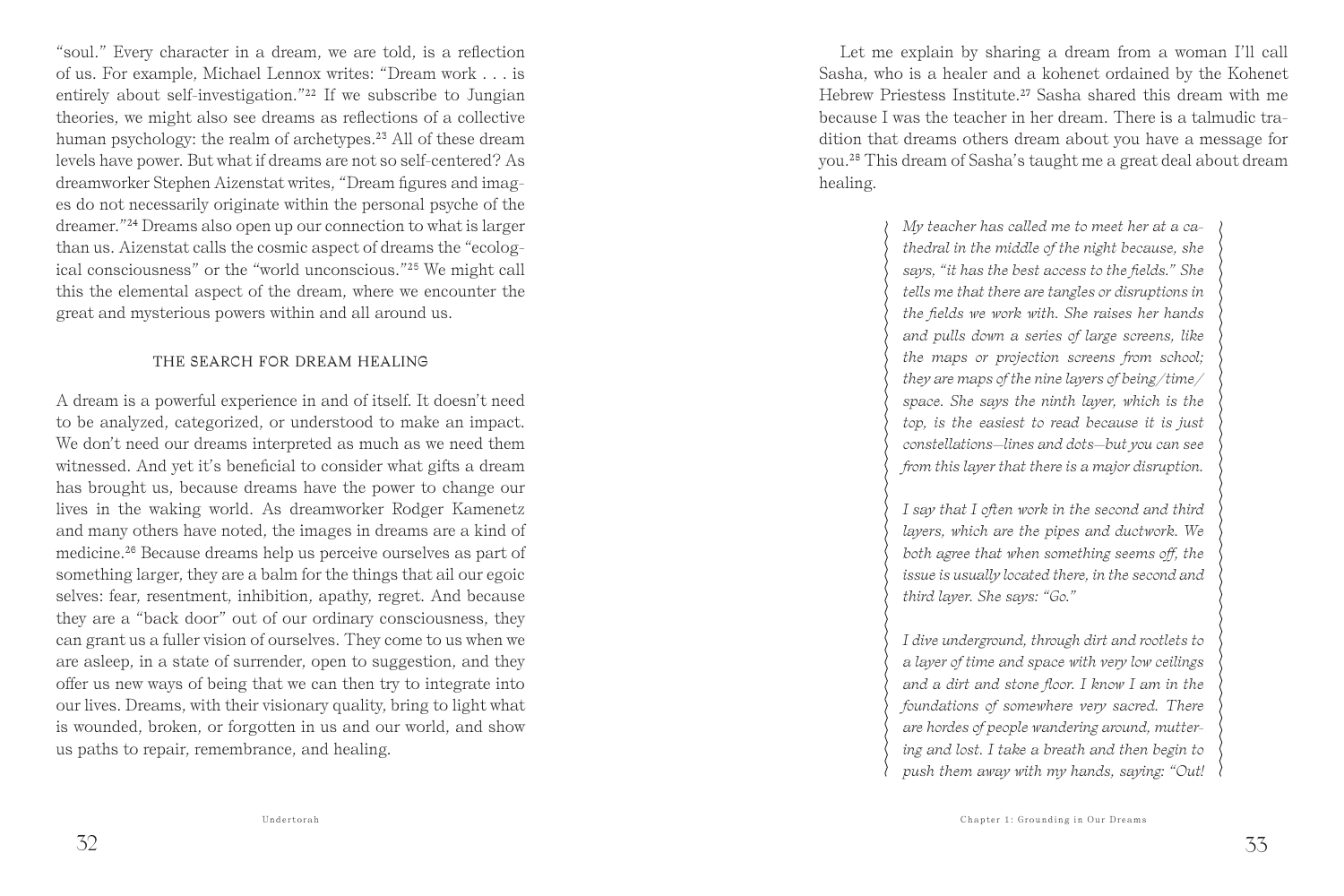"soul." Every character in a dream, we are told, is a reflection of us. For example, Michael Lennox writes: "Dream work . . . is entirely about self-investigation."[22] If we subscribe to Jungian theories, we might also see dreams as reflections of a collective human psychology: the realm of archetypes.[23] All of these dream levels have power. But what if dreams are not so self-centered? As dreamworker Stephen Aizenstat writes, "Dream figures and images do not necessarily originate within the personal psyche of the dreamer."[24] Dreams also open up our connection to what is larger than us. Aizenstat calls the cosmic aspect of dreams the "ecological consciousness" or the "world unconscious."[25] We might call this the elemental aspect of the dream, where we encounter the great and mysterious powers within and all around us.

### THE SEARCH FOR DREAM HEALING

A dream is a powerful experience in and of itself. It doesn't need to be analyzed, categorized, or understood to make an impact. We don't need our dreams interpreted as much as we need them witnessed. And yet it's beneficial to consider what gifts a dream has brought us, because dreams have the power to change our lives in the waking world. As dreamworker Rodger Kamenetz and many others have noted, the images in dreams are a kind of medicine.[26] Because dreams help us perceive ourselves as part of something larger, they are a balm for the things that ail our egoic selves: fear, resentment, inhibition, apathy, regret. And because they are a "back door" out of our ordinary consciousness, they can grant us a fuller vision of ourselves. They come to us when we are asleep, in a state of surrender, open to suggestion, and they offer us new ways of being that we can then try to integrate into our lives. Dreams, with their visionary quality, bring to light what is wounded, broken, or forgotten in us and our world, and show us paths to repair, remembrance, and healing.

Let me explain by sharing a dream from a woman I'll call Sasha, who is a healer and a kohenet ordained by the Kohenet Hebrew Priestess Institute.[27] Sasha shared this dream with me because I was the teacher in her dream. There is a talmudic tradition that dreams others dream about you have a message for you.[28] This dream of Sasha's taught me a great deal about dream healing.

> *My teacher has called me to meet her at a cathedral in the middle of the night because, she says, "it has the best access to the fields." She tells me that there are tangles or disruptions in the fields we work with. She raises her hands and pulls down a series of large screens, like the maps or projection screens from school; they are maps of the nine layers of being/time/space. She says the ninth layer, which is the top, is the easiest to read because it is just constellations—lines and dots—but you can see from this layer that there is a major disruption.*
>
> *I say that I often work in the second and third layers, which are the pipes and ductwork. We both agree that when something seems off, the issue is usually located there, in the second and third layer. She says: "Go."*
>
> *I dive underground, through dirt and rootlets to a layer of time and space with very low ceilings and a dirt and stone floor. I know I am in the foundations of somewhere very sacred. There are hordes of people wandering around, muttering and lost. I take a breath and then begin to push them away with my hands, saying: "Out!*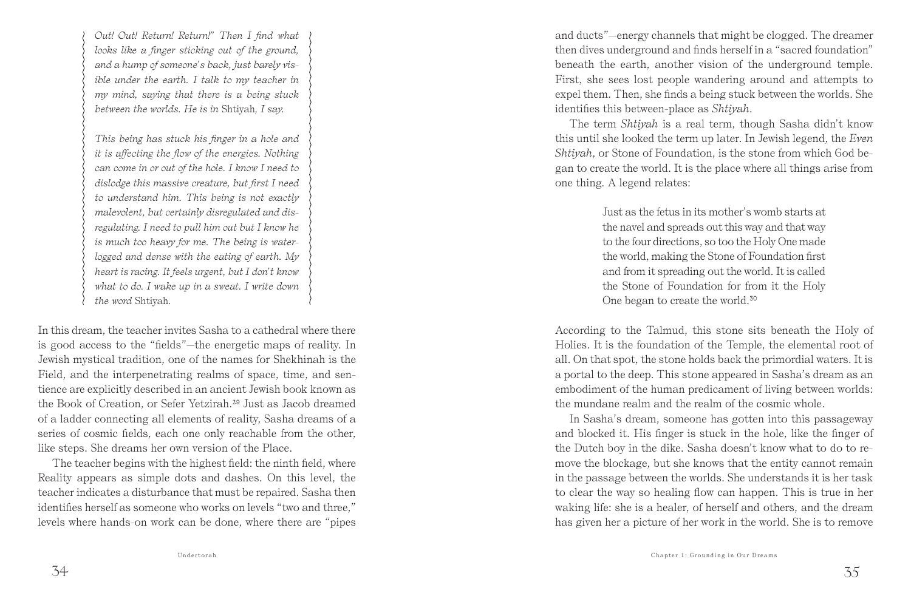*Out! Out! Return! Return!" Then I find what looks like a finger sticking out of the ground, and a hump of someone's back, just barely visible under the earth. I talk to my teacher in my mind, saying that there is a being stuck between the worlds. He is in* Shtiyah, *I say.*

*This being has stuck his finger in a hole and it is affecting the flow of the energies. Nothing can come in or out of the hole. I know I need to dislodge this massive creature, but first I need to understand him. This being is not exactly malevolent, but certainly disregulated and disregulating. I need to pull him out but I know he is much too heavy for me. The being is waterlogged and dense with the eating of earth. My heart is racing. It feels urgent, but I don't know what to do. I wake up in a sweat. I write down the word* Shtiyah.

In this dream, the teacher invites Sasha to a cathedral where there is good access to the "fields"—the energetic maps of reality. In Jewish mystical tradition, one of the names for Shekhinah is the Field, and the interpenetrating realms of space, time, and sentience are explicitly described in an ancient Jewish book known as the Book of Creation, or Sefer Yetzirah.[29] Just as Jacob dreamed of a ladder connecting all elements of reality, Sasha dreams of a series of cosmic fields, each one only reachable from the other, like steps. She dreams her own version of the Place.

The teacher begins with the highest field: the ninth field, where Reality appears as simple dots and dashes. On this level, the teacher indicates a disturbance that must be repaired. Sasha then identifies herself as someone who works on levels "two and three," levels where hands-on work can be done, where there are "pipes and ducts"—energy channels that might be clogged. The dreamer then dives underground and finds herself in a "sacred foundation" beneath the earth, another vision of the underground temple. First, she sees lost people wandering around and attempts to expel them. Then, she finds a being stuck between the worlds. She identifies this between-place as *Shtiyah*.

The term *Shtiyah* is a real term, though Sasha didn't know this until she looked the term up later. In Jewish legend, the *Even Shtiyah*, or Stone of Foundation, is the stone from which God began to create the world. It is the place where all things arise from one thing. A legend relates:

> Just as the fetus in its mother's womb starts at the navel and spreads out this way and that way to the four directions, so too the Holy One made the world, making the Stone of Foundation first and from it spreading out the world. It is called the Stone of Foundation for from it the Holy One began to create the world.[30]

According to the Talmud, this stone sits beneath the Holy of Holies. It is the foundation of the Temple, the elemental root of all. On that spot, the stone holds back the primordial waters. It is a portal to the deep. This stone appeared in Sasha's dream as an embodiment of the human predicament of living between worlds: the mundane realm and the realm of the cosmic whole.

In Sasha's dream, someone has gotten into this passageway and blocked it. His finger is stuck in the hole, like the finger of the Dutch boy in the dike. Sasha doesn't know what to do to remove the blockage, but she knows that the entity cannot remain in the passage between the worlds. She understands it is her task to clear the way so healing flow can happen. This is true in her waking life: she is a healer, of herself and others, and the dream has given her a picture of her work in the world. She is to remove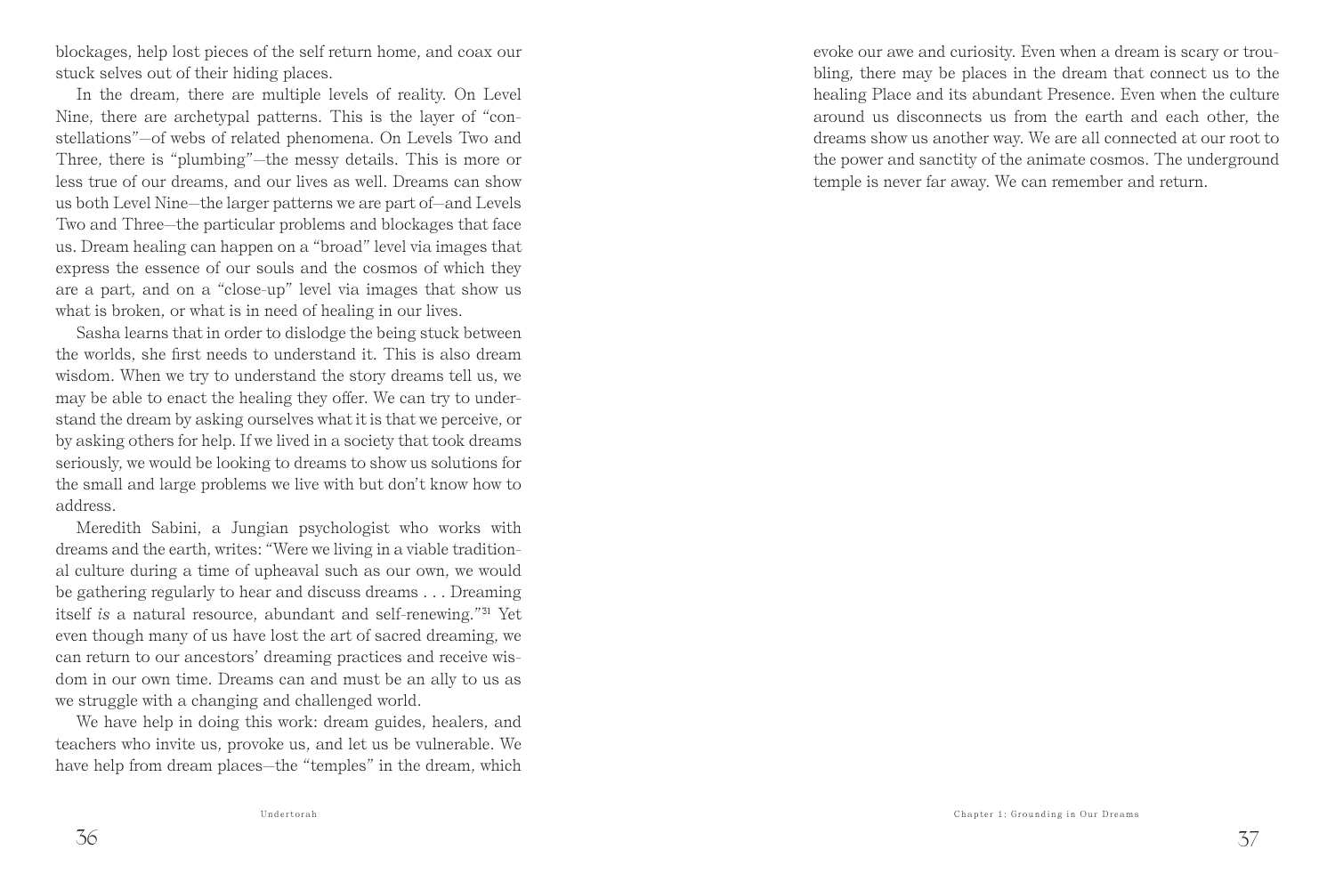blockages, help lost pieces of the self return home, and coax our stuck selves out of their hiding places.

In the dream, there are multiple levels of reality. On Level Nine, there are archetypal patterns. This is the layer of "constellations"—of webs of related phenomena. On Levels Two and Three, there is "plumbing"—the messy details. This is more or less true of our dreams, and our lives as well. Dreams can show us both Level Nine—the larger patterns we are part of—and Levels Two and Three—the particular problems and blockages that face us. Dream healing can happen on a "broad" level via images that express the essence of our souls and the cosmos of which they are a part, and on a "close-up" level via images that show us what is broken, or what is in need of healing in our lives.

Sasha learns that in order to dislodge the being stuck between the worlds, she first needs to understand it. This is also dream wisdom. When we try to understand the story dreams tell us, we may be able to enact the healing they offer. We can try to understand the dream by asking ourselves what it is that we perceive, or by asking others for help. If we lived in a society that took dreams seriously, we would be looking to dreams to show us solutions for the small and large problems we live with but don't know how to address.

Meredith Sabini, a Jungian psychologist who works with dreams and the earth, writes: "Were we living in a viable traditional culture during a time of upheaval such as our own, we would be gathering regularly to hear and discuss dreams . . . Dreaming itself *is* a natural resource, abundant and self-renewing."[31] Yet even though many of us have lost the art of sacred dreaming, we can return to our ancestors' dreaming practices and receive wisdom in our own time. Dreams can and must be an ally to us as we struggle with a changing and challenged world.

We have help in doing this work: dream guides, healers, and teachers who invite us, provoke us, and let us be vulnerable. We have help from dream places—the "temples" in the dream, which evoke our awe and curiosity. Even when a dream is scary or troubling, there may be places in the dream that connect us to the healing Place and its abundant Presence. Even when the culture around us disconnects us from the earth and each other, the dreams show us another way. We are all connected at our root to the power and sanctity of the animate cosmos. The underground temple is never far away. We can remember and return.